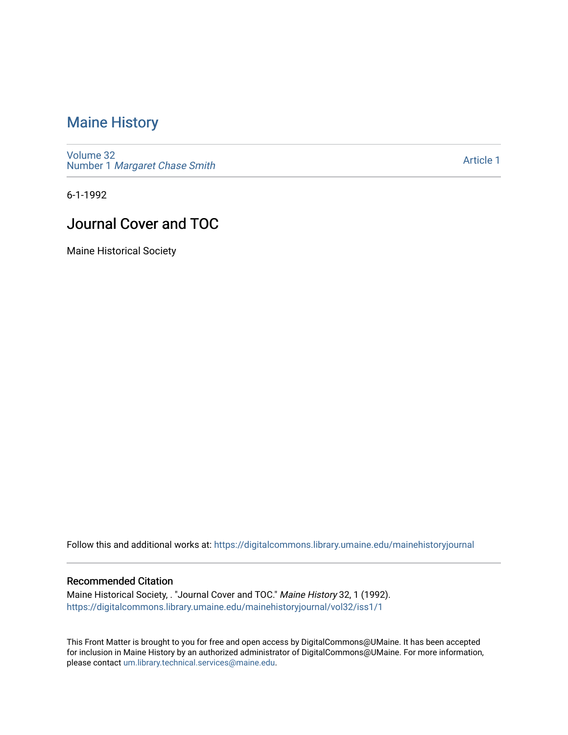# Maine History

Volume 32
Number 1 *Margaret Chase Smith*

Article 1

6-1-1992

## Journal Cover and TOC

Maine Historical Society

Follow this and additional works at: https://digitalcommons.library.umaine.edu/mainehistoryjournal

### Recommended Citation

Maine Historical Society, . "Journal Cover and TOC." *Maine History* 32, 1 (1992).
https://digitalcommons.library.umaine.edu/mainehistoryjournal/vol32/iss1/1

This Front Matter is brought to you for free and open access by DigitalCommons@UMaine. It has been accepted for inclusion in Maine History by an authorized administrator of DigitalCommons@UMaine. For more information, please contact um.library.technical.services@maine.edu.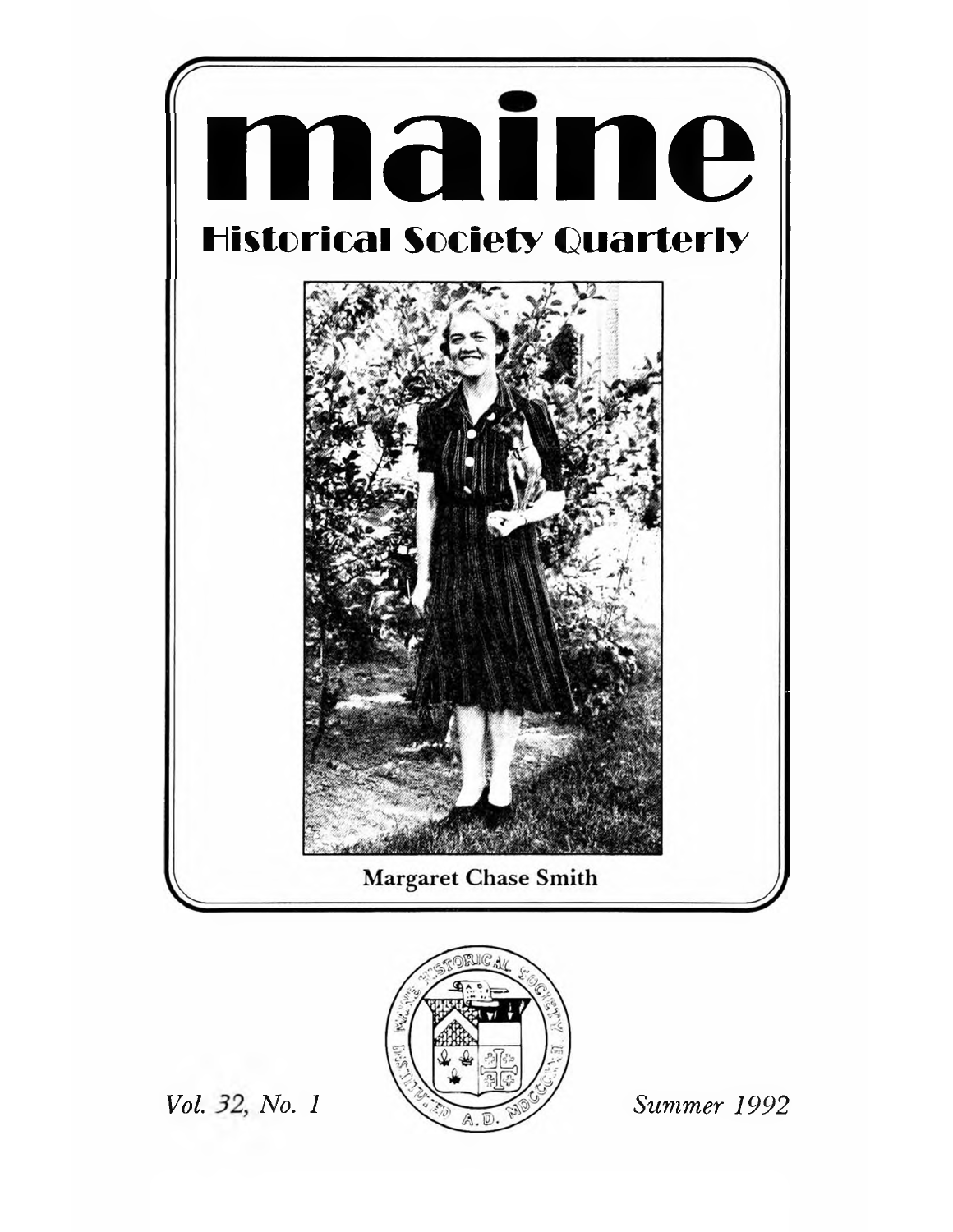# maine

## Historical Society Quarterly

Margaret Chase Smith

*Vol. 32, No. 1*

*Summer 1992*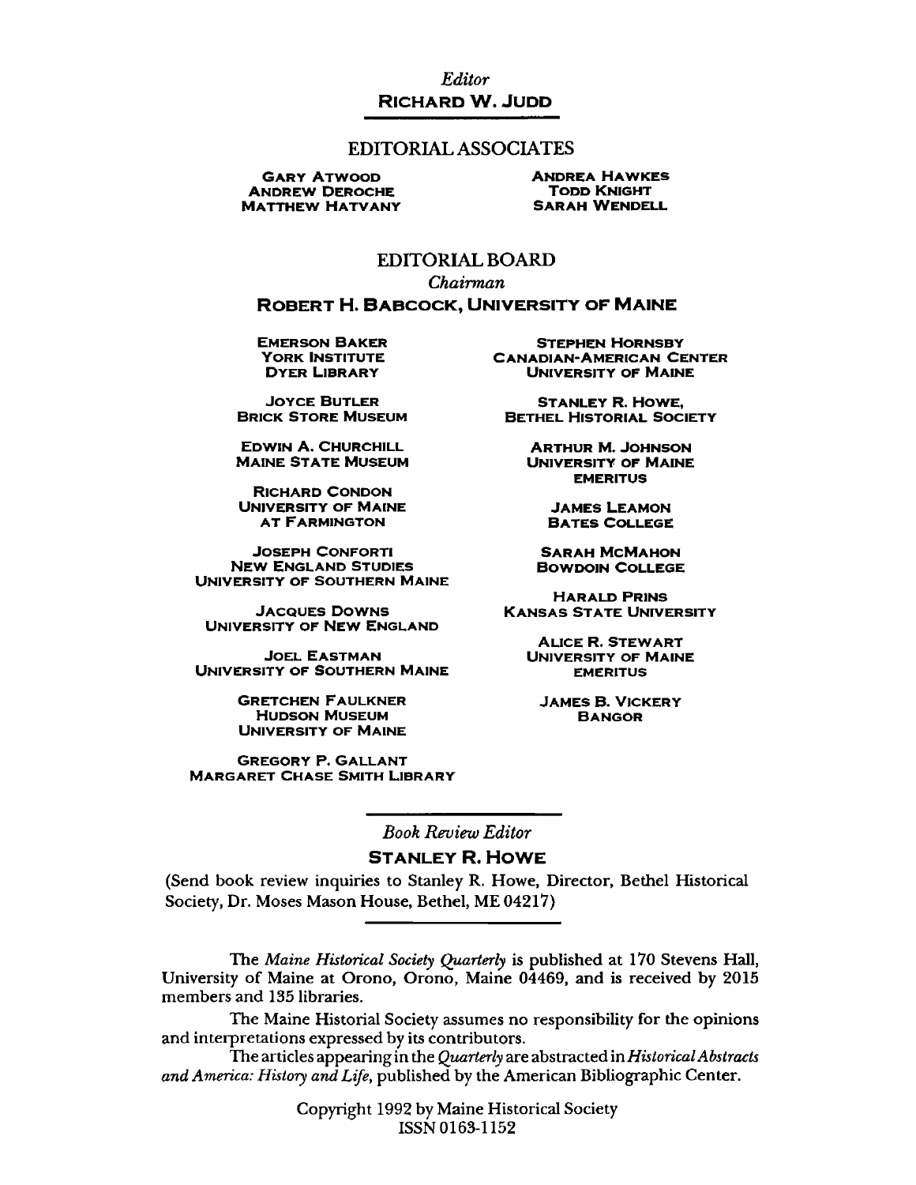*Editor*

**RICHARD W. JUDD**

## EDITORIAL ASSOCIATES

GARY ATWOOD
ANDREW DEROCHE
MATTHEW HATVANY
ANDREA HAWKES
TODD KNIGHT
SARAH WENDELL

## EDITORIAL BOARD

*Chairman*

**ROBERT H. BABCOCK, UNIVERSITY OF MAINE**

EMERSON BAKER
YORK INSTITUTE
DYER LIBRARY

JOYCE BUTLER
BRICK STORE MUSEUM

EDWIN A. CHURCHILL
MAINE STATE MUSEUM

RICHARD CONDON
UNIVERSITY OF MAINE
AT FARMINGTON

JOSEPH CONFORTI
NEW ENGLAND STUDIES
UNIVERSITY OF SOUTHERN MAINE

JACQUES DOWNS
UNIVERSITY OF NEW ENGLAND

JOEL EASTMAN
UNIVERSITY OF SOUTHERN MAINE

GRETCHEN FAULKNER
HUDSON MUSEUM
UNIVERSITY OF MAINE

GREGORY P. GALLANT
MARGARET CHASE SMITH LIBRARY

STEPHEN HORNSBY
CANADIAN-AMERICAN CENTER
UNIVERSITY OF MAINE

STANLEY R. HOWE,
BETHEL HISTORIAL SOCIETY

ARTHUR M. JOHNSON
UNIVERSITY OF MAINE
EMERITUS

JAMES LEAMON
BATES COLLEGE

SARAH MCMAHON
BOWDOIN COLLEGE

HARALD PRINS
KANSAS STATE UNIVERSITY

ALICE R. STEWART
UNIVERSITY OF MAINE
EMERITUS

JAMES B. VICKERY
BANGOR

*Book Review Editor*

**STANLEY R. HOWE**

(Send book review inquiries to Stanley R. Howe, Director, Bethel Historical Society, Dr. Moses Mason House, Bethel, ME 04217)

The *Maine Historical Society Quarterly* is published at 170 Stevens Hall, University of Maine at Orono, Orono, Maine 04469, and is received by 2015 members and 135 libraries.

The Maine Historial Society assumes no responsibility for the opinions and interpretations expressed by its contributors.

The articles appearing in the *Quarterly* are abstracted in *Historical Abstracts and America: History and Life*, published by the American Bibliographic Center.

Copyright 1992 by Maine Historical Society
ISSN 0163-1152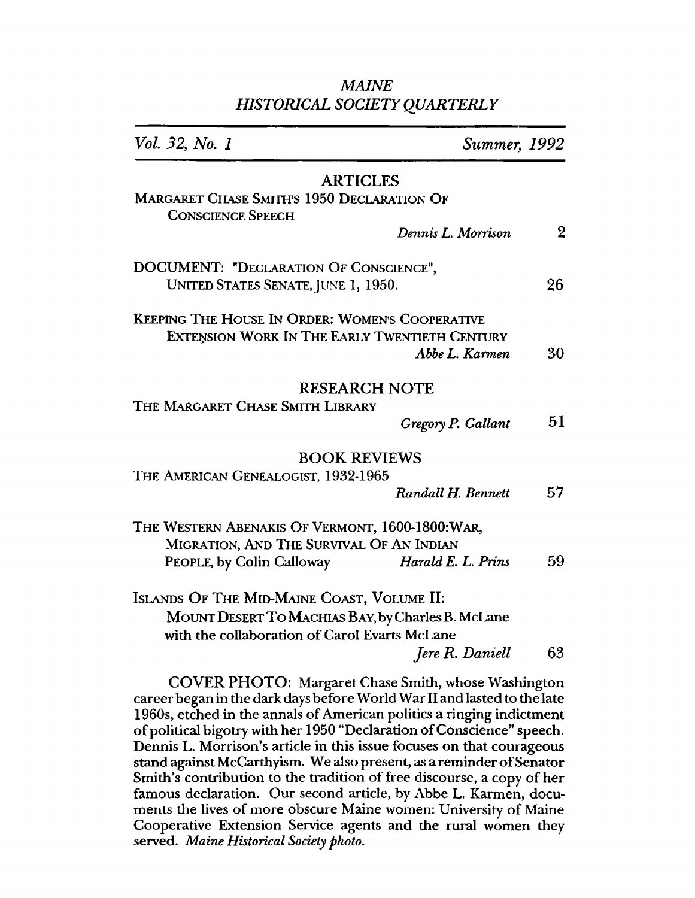# *MAINE HISTORICAL SOCIETY QUARTERLY*

*Vol. 32, No. 1* *Summer, 1992*

## ARTICLES

MARGARET CHASE SMITH'S 1950 DECLARATION OF CONSCIENCE SPEECH
*Dennis L. Morrison* 2

DOCUMENT: "DECLARATION OF CONSCIENCE", UNITED STATES SENATE, JUNE 1, 1950. 26

KEEPING THE HOUSE IN ORDER: WOMEN'S COOPERATIVE EXTENSION WORK IN THE EARLY TWENTIETH CENTURY
*Abbe L. Karmen* 30

## RESEARCH NOTE

THE MARGARET CHASE SMITH LIBRARY
*Gregory P. Gallant* 51

## BOOK REVIEWS

THE AMERICAN GENEALOGIST, 1932-1965
*Randall H. Bennett* 57

THE WESTERN ABENAKIS OF VERMONT, 1600-1800: WAR, MIGRATION, AND THE SURVIVAL OF AN INDIAN PEOPLE, by Colin Calloway *Harald E. L. Prins* 59

ISLANDS OF THE MID-MAINE COAST, VOLUME II: MOUNT DESERT TO MACHIAS BAY, by Charles B. McLane with the collaboration of Carol Evarts McLane
*Jere R. Daniell* 63

COVER PHOTO: Margaret Chase Smith, whose Washington career began in the dark days before World War II and lasted to the late 1960s, etched in the annals of American politics a ringing indictment of political bigotry with her 1950 "Declaration of Conscience" speech. Dennis L. Morrison's article in this issue focuses on that courageous stand against McCarthyism. We also present, as a reminder of Senator Smith's contribution to the tradition of free discourse, a copy of her famous declaration. Our second article, by Abbe L. Karmen, documents the lives of more obscure Maine women: University of Maine Cooperative Extension Service agents and the rural women they served. *Maine Historical Society photo.*